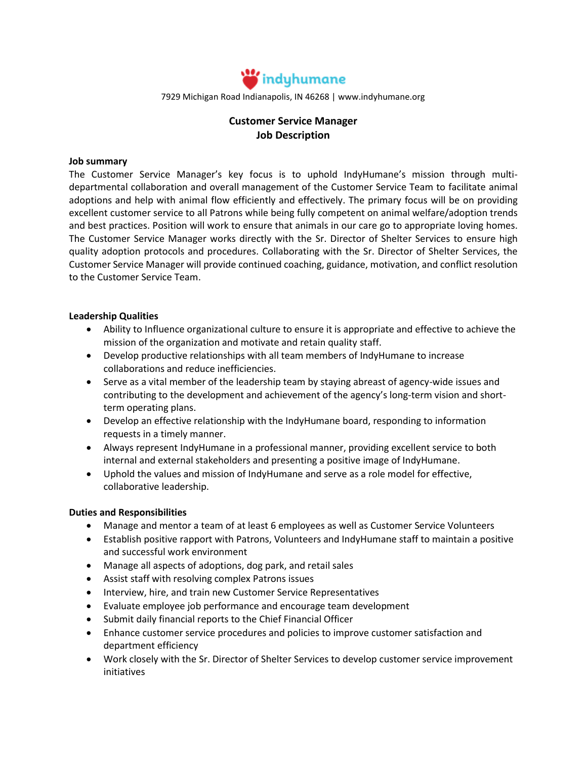indyhumane

7929 Michigan Road Indianapolis, IN 46268 | www.indyhumane.org

# Customer Service Manager
## Job Description

**Job summary**

The Customer Service Manager's key focus is to uphold IndyHumane's mission through multi-departmental collaboration and overall management of the Customer Service Team to facilitate animal adoptions and help with animal flow efficiently and effectively. The primary focus will be on providing excellent customer service to all Patrons while being fully competent on animal welfare/adoption trends and best practices. Position will work to ensure that animals in our care go to appropriate loving homes. The Customer Service Manager works directly with the Sr. Director of Shelter Services to ensure high quality adoption protocols and procedures. Collaborating with the Sr. Director of Shelter Services, the Customer Service Manager will provide continued coaching, guidance, motivation, and conflict resolution to the Customer Service Team.

**Leadership Qualities**

- Ability to Influence organizational culture to ensure it is appropriate and effective to achieve the mission of the organization and motivate and retain quality staff.
- Develop productive relationships with all team members of IndyHumane to increase collaborations and reduce inefficiencies.
- Serve as a vital member of the leadership team by staying abreast of agency-wide issues and contributing to the development and achievement of the agency's long-term vision and short-term operating plans.
- Develop an effective relationship with the IndyHumane board, responding to information requests in a timely manner.
- Always represent IndyHumane in a professional manner, providing excellent service to both internal and external stakeholders and presenting a positive image of IndyHumane.
- Uphold the values and mission of IndyHumane and serve as a role model for effective, collaborative leadership.

**Duties and Responsibilities**

- Manage and mentor a team of at least 6 employees as well as Customer Service Volunteers
- Establish positive rapport with Patrons, Volunteers and IndyHumane staff to maintain a positive and successful work environment
- Manage all aspects of adoptions, dog park, and retail sales
- Assist staff with resolving complex Patrons issues
- Interview, hire, and train new Customer Service Representatives
- Evaluate employee job performance and encourage team development
- Submit daily financial reports to the Chief Financial Officer
- Enhance customer service procedures and policies to improve customer satisfaction and department efficiency
- Work closely with the Sr. Director of Shelter Services to develop customer service improvement initiatives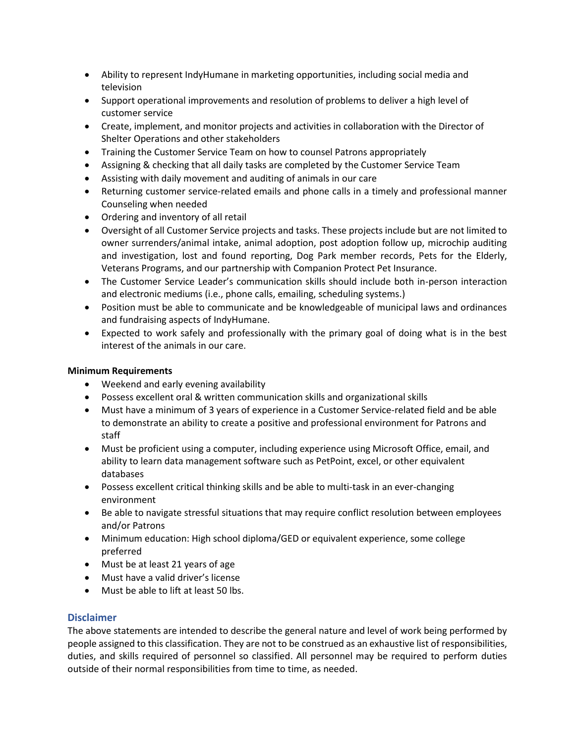- Ability to represent IndyHumane in marketing opportunities, including social media and television
- Support operational improvements and resolution of problems to deliver a high level of customer service
- Create, implement, and monitor projects and activities in collaboration with the Director of Shelter Operations and other stakeholders
- Training the Customer Service Team on how to counsel Patrons appropriately
- Assigning & checking that all daily tasks are completed by the Customer Service Team
- Assisting with daily movement and auditing of animals in our care
- Returning customer service-related emails and phone calls in a timely and professional manner Counseling when needed
- Ordering and inventory of all retail
- Oversight of all Customer Service projects and tasks. These projects include but are not limited to owner surrenders/animal intake, animal adoption, post adoption follow up, microchip auditing and investigation, lost and found reporting, Dog Park member records, Pets for the Elderly, Veterans Programs, and our partnership with Companion Protect Pet Insurance.
- The Customer Service Leader's communication skills should include both in-person interaction and electronic mediums (i.e., phone calls, emailing, scheduling systems.)
- Position must be able to communicate and be knowledgeable of municipal laws and ordinances and fundraising aspects of IndyHumane.
- Expected to work safely and professionally with the primary goal of doing what is in the best interest of the animals in our care.

**Minimum Requirements**

- Weekend and early evening availability
- Possess excellent oral & written communication skills and organizational skills
- Must have a minimum of 3 years of experience in a Customer Service-related field and be able to demonstrate an ability to create a positive and professional environment for Patrons and staff
- Must be proficient using a computer, including experience using Microsoft Office, email, and ability to learn data management software such as PetPoint, excel, or other equivalent databases
- Possess excellent critical thinking skills and be able to multi-task in an ever-changing environment
- Be able to navigate stressful situations that may require conflict resolution between employees and/or Patrons
- Minimum education: High school diploma/GED or equivalent experience, some college preferred
- Must be at least 21 years of age
- Must have a valid driver's license
- Must be able to lift at least 50 lbs.

## Disclaimer

The above statements are intended to describe the general nature and level of work being performed by people assigned to this classification. They are not to be construed as an exhaustive list of responsibilities, duties, and skills required of personnel so classified. All personnel may be required to perform duties outside of their normal responsibilities from time to time, as needed.